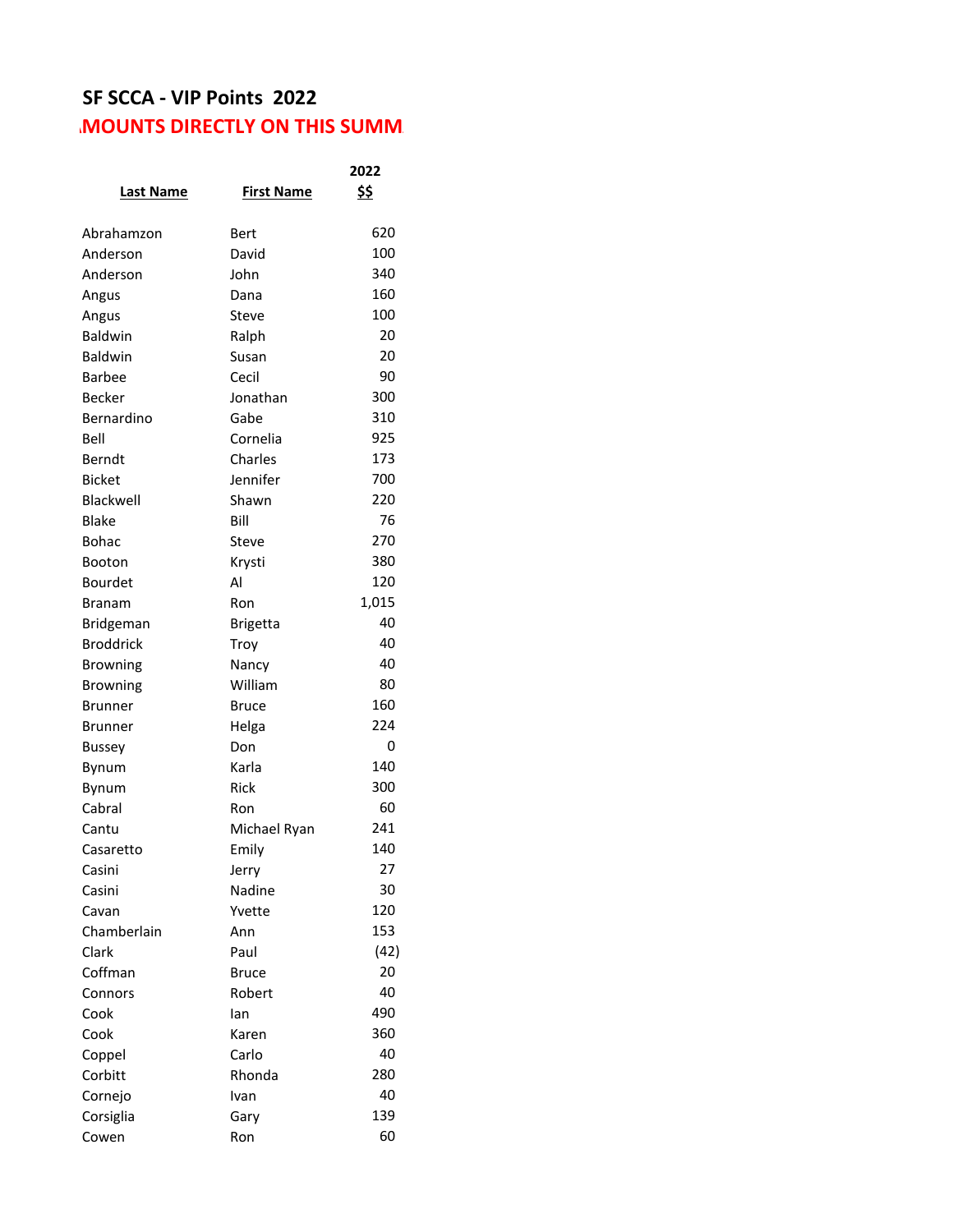# SF SCCA - VIP Points 2022

**MOUNTS DIRECTLY ON THIS SUMM**

| Last Name | First Name | 2022 $$ |
|---|---|---|
| Abrahamzon | Bert | 620 |
| Anderson | David | 100 |
| Anderson | John | 340 |
| Angus | Dana | 160 |
| Angus | Steve | 100 |
| Baldwin | Ralph | 20 |
| Baldwin | Susan | 20 |
| Barbee | Cecil | 90 |
| Becker | Jonathan | 300 |
| Bernardino | Gabe | 310 |
| Bell | Cornelia | 925 |
| Berndt | Charles | 173 |
| Bicket | Jennifer | 700 |
| Blackwell | Shawn | 220 |
| Blake | Bill | 76 |
| Bohac | Steve | 270 |
| Booton | Krysti | 380 |
| Bourdet | Al | 120 |
| Branam | Ron | 1,015 |
| Bridgeman | Brigetta | 40 |
| Broddrick | Troy | 40 |
| Browning | Nancy | 40 |
| Browning | William | 80 |
| Brunner | Bruce | 160 |
| Brunner | Helga | 224 |
| Bussey | Don | 0 |
| Bynum | Karla | 140 |
| Bynum | Rick | 300 |
| Cabral | Ron | 60 |
| Cantu | Michael Ryan | 241 |
| Casaretto | Emily | 140 |
| Casini | Jerry | 27 |
| Casini | Nadine | 30 |
| Cavan | Yvette | 120 |
| Chamberlain | Ann | 153 |
| Clark | Paul | (42) |
| Coffman | Bruce | 20 |
| Connors | Robert | 40 |
| Cook | Ian | 490 |
| Cook | Karen | 360 |
| Coppel | Carlo | 40 |
| Corbitt | Rhonda | 280 |
| Cornejo | Ivan | 40 |
| Corsiglia | Gary | 139 |
| Cowen | Ron | 60 |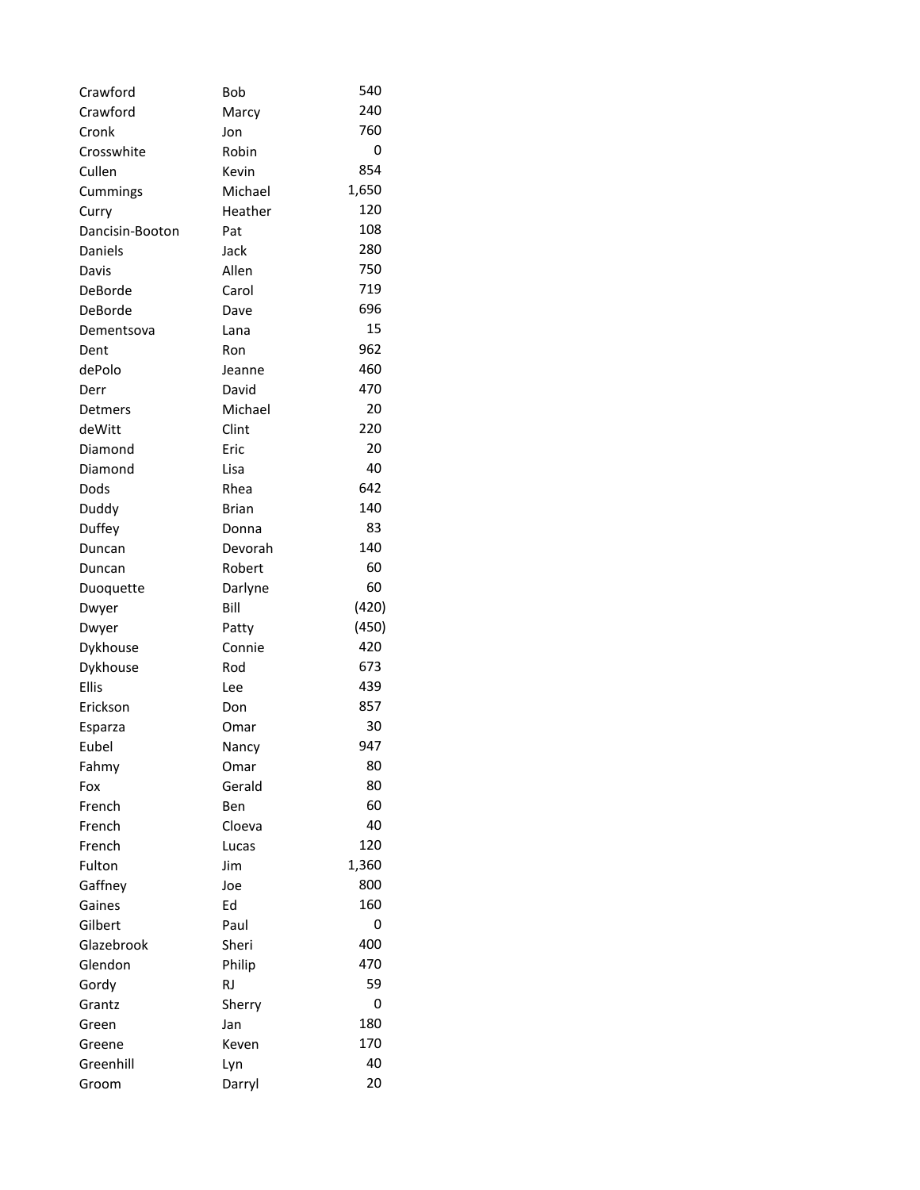| | | |
|---|---|---|
| Crawford | Bob | 540 |
| Crawford | Marcy | 240 |
| Cronk | Jon | 760 |
| Crosswhite | Robin | 0 |
| Cullen | Kevin | 854 |
| Cummings | Michael | 1,650 |
| Curry | Heather | 120 |
| Dancisin-Booton | Pat | 108 |
| Daniels | Jack | 280 |
| Davis | Allen | 750 |
| DeBorde | Carol | 719 |
| DeBorde | Dave | 696 |
| Dementsova | Lana | 15 |
| Dent | Ron | 962 |
| dePolo | Jeanne | 460 |
| Derr | David | 470 |
| Detmers | Michael | 20 |
| deWitt | Clint | 220 |
| Diamond | Eric | 20 |
| Diamond | Lisa | 40 |
| Dods | Rhea | 642 |
| Duddy | Brian | 140 |
| Duffey | Donna | 83 |
| Duncan | Devorah | 140 |
| Duncan | Robert | 60 |
| Duoquette | Darlyne | 60 |
| Dwyer | Bill | (420) |
| Dwyer | Patty | (450) |
| Dykhouse | Connie | 420 |
| Dykhouse | Rod | 673 |
| Ellis | Lee | 439 |
| Erickson | Don | 857 |
| Esparza | Omar | 30 |
| Eubel | Nancy | 947 |
| Fahmy | Omar | 80 |
| Fox | Gerald | 80 |
| French | Ben | 60 |
| French | Cloeva | 40 |
| French | Lucas | 120 |
| Fulton | Jim | 1,360 |
| Gaffney | Joe | 800 |
| Gaines | Ed | 160 |
| Gilbert | Paul | 0 |
| Glazebrook | Sheri | 400 |
| Glendon | Philip | 470 |
| Gordy | RJ | 59 |
| Grantz | Sherry | 0 |
| Green | Jan | 180 |
| Greene | Keven | 170 |
| Greenhill | Lyn | 40 |
| Groom | Darryl | 20 |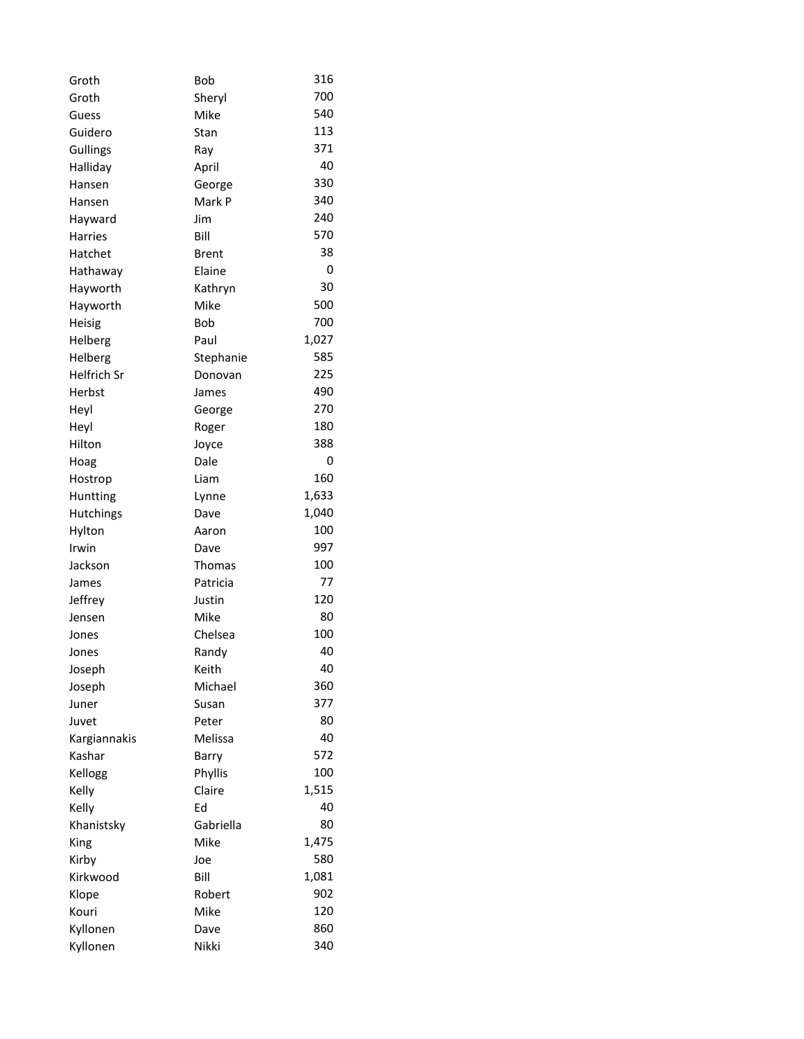| | | |
|---|---|---|
| Groth | Bob | 316 |
| Groth | Sheryl | 700 |
| Guess | Mike | 540 |
| Guidero | Stan | 113 |
| Gullings | Ray | 371 |
| Halliday | April | 40 |
| Hansen | George | 330 |
| Hansen | Mark P | 340 |
| Hayward | Jim | 240 |
| Harries | Bill | 570 |
| Hatchet | Brent | 38 |
| Hathaway | Elaine | 0 |
| Hayworth | Kathryn | 30 |
| Hayworth | Mike | 500 |
| Heisig | Bob | 700 |
| Helberg | Paul | 1,027 |
| Helberg | Stephanie | 585 |
| Helfrich Sr | Donovan | 225 |
| Herbst | James | 490 |
| Heyl | George | 270 |
| Heyl | Roger | 180 |
| Hilton | Joyce | 388 |
| Hoag | Dale | 0 |
| Hostrop | Liam | 160 |
| Huntting | Lynne | 1,633 |
| Hutchings | Dave | 1,040 |
| Hylton | Aaron | 100 |
| Irwin | Dave | 997 |
| Jackson | Thomas | 100 |
| James | Patricia | 77 |
| Jeffrey | Justin | 120 |
| Jensen | Mike | 80 |
| Jones | Chelsea | 100 |
| Jones | Randy | 40 |
| Joseph | Keith | 40 |
| Joseph | Michael | 360 |
| Juner | Susan | 377 |
| Juvet | Peter | 80 |
| Kargiannakis | Melissa | 40 |
| Kashar | Barry | 572 |
| Kellogg | Phyllis | 100 |
| Kelly | Claire | 1,515 |
| Kelly | Ed | 40 |
| Khanistsky | Gabriella | 80 |
| King | Mike | 1,475 |
| Kirby | Joe | 580 |
| Kirkwood | Bill | 1,081 |
| Klope | Robert | 902 |
| Kouri | Mike | 120 |
| Kyllonen | Dave | 860 |
| Kyllonen | Nikki | 340 |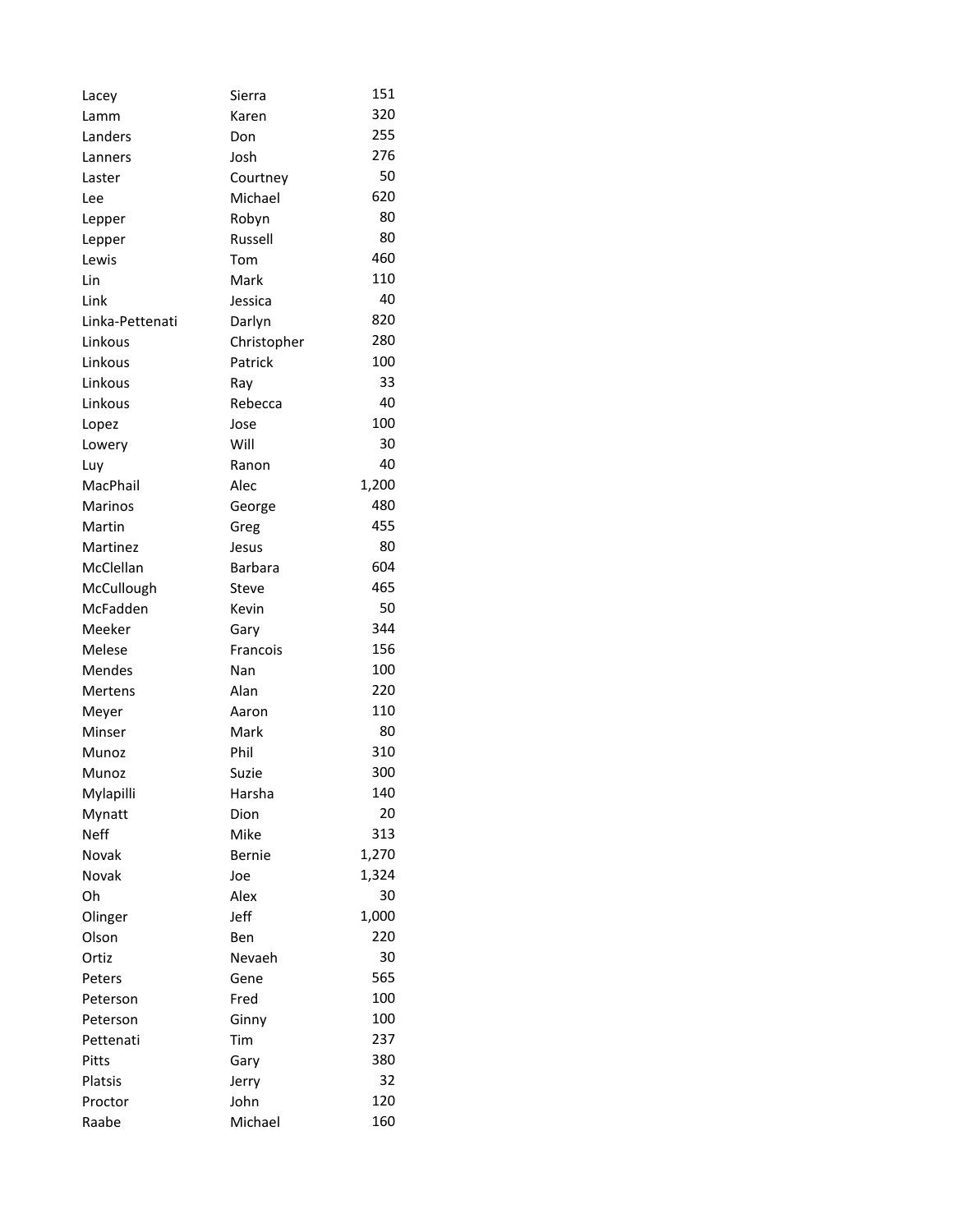| | | |
|---|---|---|
| Lacey | Sierra | 151 |
| Lamm | Karen | 320 |
| Landers | Don | 255 |
| Lanners | Josh | 276 |
| Laster | Courtney | 50 |
| Lee | Michael | 620 |
| Lepper | Robyn | 80 |
| Lepper | Russell | 80 |
| Lewis | Tom | 460 |
| Lin | Mark | 110 |
| Link | Jessica | 40 |
| Linka-Pettenati | Darlyn | 820 |
| Linkous | Christopher | 280 |
| Linkous | Patrick | 100 |
| Linkous | Ray | 33 |
| Linkous | Rebecca | 40 |
| Lopez | Jose | 100 |
| Lowery | Will | 30 |
| Luy | Ranon | 40 |
| MacPhail | Alec | 1,200 |
| Marinos | George | 480 |
| Martin | Greg | 455 |
| Martinez | Jesus | 80 |
| McClellan | Barbara | 604 |
| McCullough | Steve | 465 |
| McFadden | Kevin | 50 |
| Meeker | Gary | 344 |
| Melese | Francois | 156 |
| Mendes | Nan | 100 |
| Mertens | Alan | 220 |
| Meyer | Aaron | 110 |
| Minser | Mark | 80 |
| Munoz | Phil | 310 |
| Munoz | Suzie | 300 |
| Mylapilli | Harsha | 140 |
| Mynatt | Dion | 20 |
| Neff | Mike | 313 |
| Novak | Bernie | 1,270 |
| Novak | Joe | 1,324 |
| Oh | Alex | 30 |
| Olinger | Jeff | 1,000 |
| Olson | Ben | 220 |
| Ortiz | Nevaeh | 30 |
| Peters | Gene | 565 |
| Peterson | Fred | 100 |
| Peterson | Ginny | 100 |
| Pettenati | Tim | 237 |
| Pitts | Gary | 380 |
| Platsis | Jerry | 32 |
| Proctor | John | 120 |
| Raabe | Michael | 160 |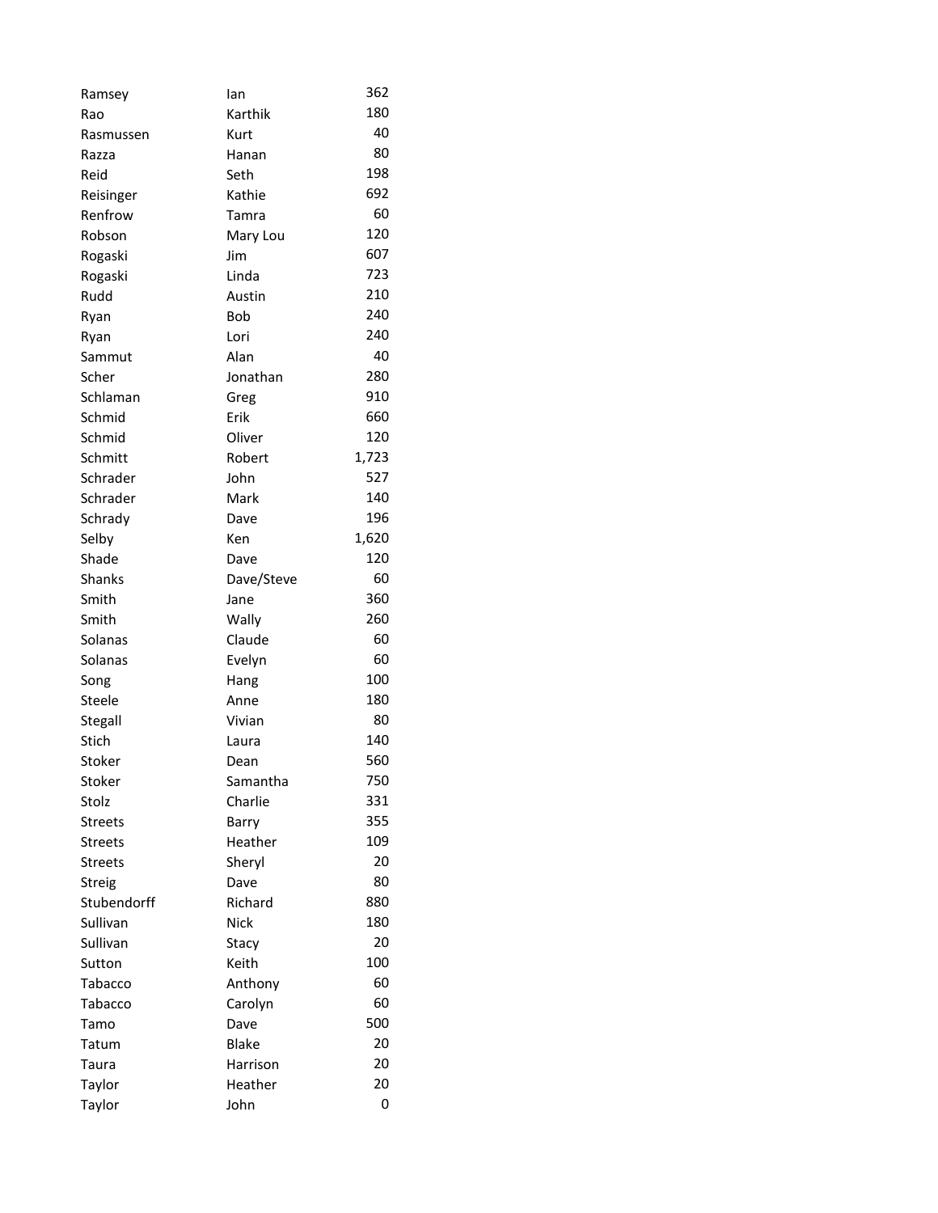| | | |
|---|---|---|
| Ramsey | Ian | 362 |
| Rao | Karthik | 180 |
| Rasmussen | Kurt | 40 |
| Razza | Hanan | 80 |
| Reid | Seth | 198 |
| Reisinger | Kathie | 692 |
| Renfrow | Tamra | 60 |
| Robson | Mary Lou | 120 |
| Rogaski | Jim | 607 |
| Rogaski | Linda | 723 |
| Rudd | Austin | 210 |
| Ryan | Bob | 240 |
| Ryan | Lori | 240 |
| Sammut | Alan | 40 |
| Scher | Jonathan | 280 |
| Schlaman | Greg | 910 |
| Schmid | Erik | 660 |
| Schmid | Oliver | 120 |
| Schmitt | Robert | 1,723 |
| Schrader | John | 527 |
| Schrader | Mark | 140 |
| Schrady | Dave | 196 |
| Selby | Ken | 1,620 |
| Shade | Dave | 120 |
| Shanks | Dave/Steve | 60 |
| Smith | Jane | 360 |
| Smith | Wally | 260 |
| Solanas | Claude | 60 |
| Solanas | Evelyn | 60 |
| Song | Hang | 100 |
| Steele | Anne | 180 |
| Stegall | Vivian | 80 |
| Stich | Laura | 140 |
| Stoker | Dean | 560 |
| Stoker | Samantha | 750 |
| Stolz | Charlie | 331 |
| Streets | Barry | 355 |
| Streets | Heather | 109 |
| Streets | Sheryl | 20 |
| Streig | Dave | 80 |
| Stubendorff | Richard | 880 |
| Sullivan | Nick | 180 |
| Sullivan | Stacy | 20 |
| Sutton | Keith | 100 |
| Tabacco | Anthony | 60 |
| Tabacco | Carolyn | 60 |
| Tamo | Dave | 500 |
| Tatum | Blake | 20 |
| Taura | Harrison | 20 |
| Taylor | Heather | 20 |
| Taylor | John | 0 |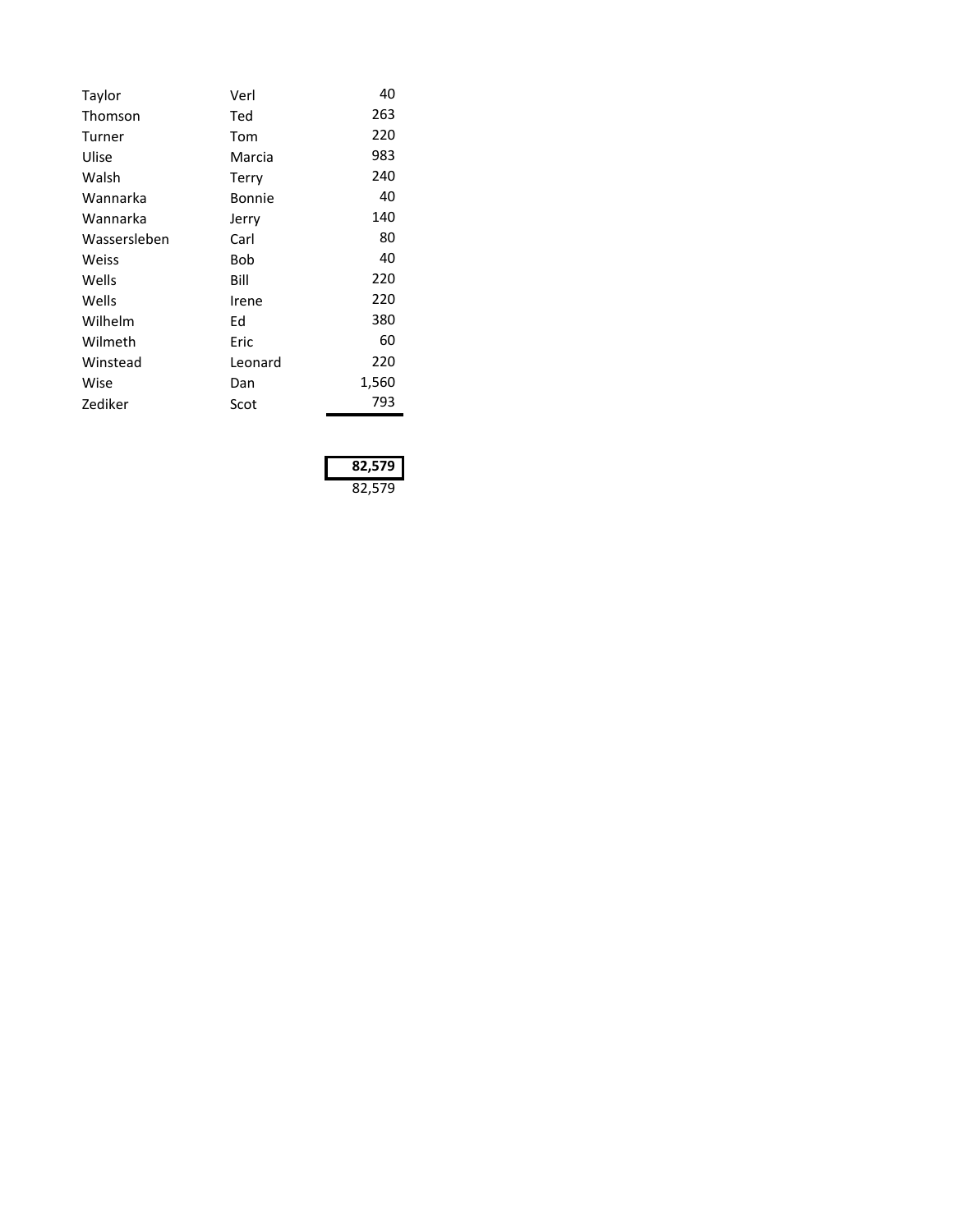| | | |
|---|---|---|
| Taylor | Verl | 40 |
| Thomson | Ted | 263 |
| Turner | Tom | 220 |
| Ulise | Marcia | 983 |
| Walsh | Terry | 240 |
| Wannarka | Bonnie | 40 |
| Wannarka | Jerry | 140 |
| Wassersleben | Carl | 80 |
| Weiss | Bob | 40 |
| Wells | Bill | 220 |
| Wells | Irene | 220 |
| Wilhelm | Ed | 380 |
| Wilmeth | Eric | 60 |
| Winstead | Leonard | 220 |
| Wise | Dan | 1,560 |
| Zediker | Scot | 793 |
| | | **82,579** |
| | | 82,579 |